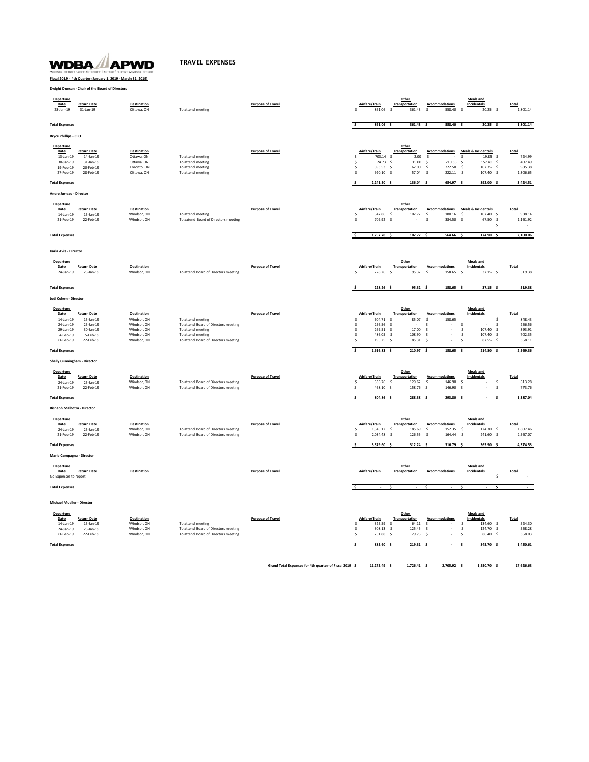WINDSOR-DETROIT BRIDGE AUTHORITY | AUTORITÉ DU PONT WINDSOR-DÉTROIT

# TRAVEL EXPENSES

**Fiscal 2019 - 4th Quarter (January 1, 2019 - March 31, 2019)**

**Dwight Duncan - Chair of the Board of Directors**

| Departure Date | Return Date | Destination | Purpose of Travel | Airfare/Train | Other Transportation | Accommodations | Meals and Incidentals | Total |
|---|---|---|---|---|---|---|---|---|
| 28-Jan-19 | 31-Jan-19 | Ottawa, ON | To attend meeting | $ 861.06 | $ 361.43 | $ 558.40 | $ 20.25 | $ 1,801.14 |
| **Total Expenses** | | | | **$ 861.06** | **$ 361.43** | **$ 558.40** | **$ 20.25** | **$ 1,801.14** |

**Bryce Phillips - CEO**

| Departure Date | Return Date | Destination | Purpose of Travel | Airfare/Train | Other Transportation | Accommodations | Meals & Incidentals | Total |
|---|---|---|---|---|---|---|---|---|
| 13-Jan-19 | 14-Jan-19 | Ottawa, ON | To attend meeting | $ 703.14 | $ 2.00 | $ - | $ 19.85 | $ 724.99 |
| 30-Jan-19 | 31-Jan-19 | Ottawa, ON | To attend meeting | $ 24.73 | $ 15.00 | $ 210.36 | $ 157.40 | $ 407.49 |
| 19-Feb-19 | 20-Feb-19 | Toronto, ON | To attend meeting | $ 593.53 | $ 62.00 | $ 222.50 | $ 107.35 | $ 985.38 |
| 27-Feb-19 | 28-Feb-19 | Ottawa, ON | To attend meeting | $ 920.10 | $ 57.04 | $ 222.11 | $ 107.40 | $ 1,306.65 |
| **Total Expenses** | | | | **$ 2,241.50** | **$ 136.04** | **$ 654.97** | **$ 392.00** | **$ 3,424.51** |

**Andre Juneau - Director**

| Departure Date | Return Date | Destination | Purpose of Travel | Airfare/Train | Other Transportation | Accommodations | Meals & Incidentals | Total |
|---|---|---|---|---|---|---|---|---|
| 14-Jan-19 | 15-Jan-19 | Windsor, ON | To attend meeting | $ 547.86 | $ 102.72 | $ 180.16 | $ 107.40 | $ 938.14 |
| 21-Feb-19 | 22-Feb-19 | Windsor, ON | To aatend Board of Directors meeting | $ 709.92 | $ - | $ 384.50 | $ 67.50 | $ 1,161.92 |
| | | | | | | | | $ - |
| **Total Expenses** | | | | **$ 1,257.78** | **$ 102.72** | **$ 564.66** | **$ 174.90** | **$ 2,100.06** |

**Karla Avis - Director**

| Departure Date | Return Date | Destination | Purpose of Travel | Airfare/Train | Other Transportation | Accommodations | Meals and Incidentals | Total |
|---|---|---|---|---|---|---|---|---|
| 24-Jan-19 | 25-Jan-19 | Windsor, ON | To attend Board of Directors meeting | $ 228.26 | $ 95.32 | $ 158.65 | $ 37.15 | $ 519.38 |
| **Total Expenses** | | | | **$ 228.26** | **$ 95.32** | **$ 158.65** | **$ 37.15** | **$ 519.38** |

**Judi Cohen - Director**

| Departure Date | Return Date | Destination | Purpose of Travel | Airfare/Train | Other Transportation | Accommodations | Meals and Incidentals | Total |
|---|---|---|---|---|---|---|---|---|
| 14-Jan-19 | 15-Jan-19 | Windsor, ON | To attend meeting | $ 604.71 | $ 85.07 | $ 158.65 | | $ 848.43 |
| 24-Jan-19 | 25-Jan-19 | Windsor, ON | To attend Board of Directors meeting | $ 256.56 | $ - | $ - | $ - | $ 256.56 |
| 29-Jan-19 | 30-Jan-19 | Windsor, ON | To attend meeting | $ 269.51 | $ 17.00 | $ - | $ 107.40 | $ 393.91 |
| 4-Feb-19 | 5-Feb-19 | Windsor, ON | To attend meeting | $ 486.05 | $ 108.90 | $ - | $ 107.40 | $ 702.35 |
| 21-Feb-19 | 22-Feb-19 | Windsor, ON | To attend Board of Directors meeting | $ 195.25 | $ 85.31 | $ - | $ 87.55 | $ 368.11 |
| **Total Expenses** | | | | **$ 1,616.83** | **$ 210.97** | **$ 158.65** | **$ 214.80** | **$ 2,569.36** |

**Shelly Cunningham - Director**

| Departure Date | Return Date | Destination | Purpose of Travel | Airfare/Train | Other Transportation | Accommodations | Meals and Incidentals | Total |
|---|---|---|---|---|---|---|---|---|
| 24-Jan-19 | 25-Jan-19 | Windsor, ON | To attend Board of Directors meeting | $ 336.76 | $ 129.62 | $ 146.90 | $ - | $ 613.28 |
| 21-Feb-19 | 22-Feb-19 | Windsor, ON | To attend Board of Directors meeting | $ 468.10 | $ 158.76 | $ 146.90 | $ - | $ 773.76 |
| **Total Expenses** | | | | **$ 804.86** | **$ 288.38** | **$ 293.80** | **$ -** | **$ 1,387.04** |

**Rishabh Malhotra - Director**

| Departure Date | Return Date | Destination | Purpose of Travel | Airfare/Train | Other Transportation | Accommodations | Meals and Incidentals | Total |
|---|---|---|---|---|---|---|---|---|
| 24-Jan-19 | 25-Jan-19 | Windsor, ON | To attend Board of Directors meeting | $ 1,345.12 | $ 185.69 | $ 152.35 | $ 124.30 | $ 1,807.46 |
| 21-Feb-19 | 22-Feb-19 | Windsor, ON | To attend Board of Directors meeting | $ 2,034.48 | $ 126.55 | $ 164.44 | $ 241.60 | $ 2,567.07 |
| **Total Expenses** | | | | **$ 3,379.60** | **$ 312.24** | **$ 316.79** | **$ 365.90** | **$ 4,374.53** |

**Marie Campagna - Director**

| Departure Date | Return Date | Destination | Purpose of Travel | Airfare/Train | Other Transportation | Accommodations | Meals and Incidentals | Total |
|---|---|---|---|---|---|---|---|---|
| No Expenses to report | | | | | | | | $ - |
| **Total Expenses** | | | | **$ -** | **$ -** | **$ -** | **$ -** | **$ -** |

**Michael Mueller - Director**

| Departure Date | Return Date | Destination | Purpose of Travel | Airfare/Train | Other Transportation | Accommodations | Meals and Incidentals | Total |
|---|---|---|---|---|---|---|---|---|
| 14-Jan-19 | 15-Jan-19 | Windsor, ON | To attend meeting | $ 325.59 | $ 64.11 | $ - | $ 134.60 | $ 524.30 |
| 24-Jan-19 | 25-Jan-19 | Windsor, ON | To attend Board of Directors meeting | $ 308.13 | $ 125.45 | $ - | $ 124.70 | $ 558.28 |
| 21-Feb-19 | 22-Feb-19 | Windsor, ON | To attend Board of Directors meeting | $ 251.88 | $ 29.75 | $ - | $ 86.40 | $ 368.03 |
| **Total Expenses** | | | | **$ 885.60** | **$ 219.31** | **$ -** | **$ 345.70** | **$ 1,450.61** |

| | Airfare/Train | Other Transportation | Accommodations | Meals and Incidentals | Total |
|---|---|---|---|---|---|
| **Grand Total Expenses for 4th quarter of Fiscal 2019** | **$ 11,275.49** | **$ 1,726.41** | **$ 2,705.92** | **$ 1,550.70** | **$ 17,626.63** |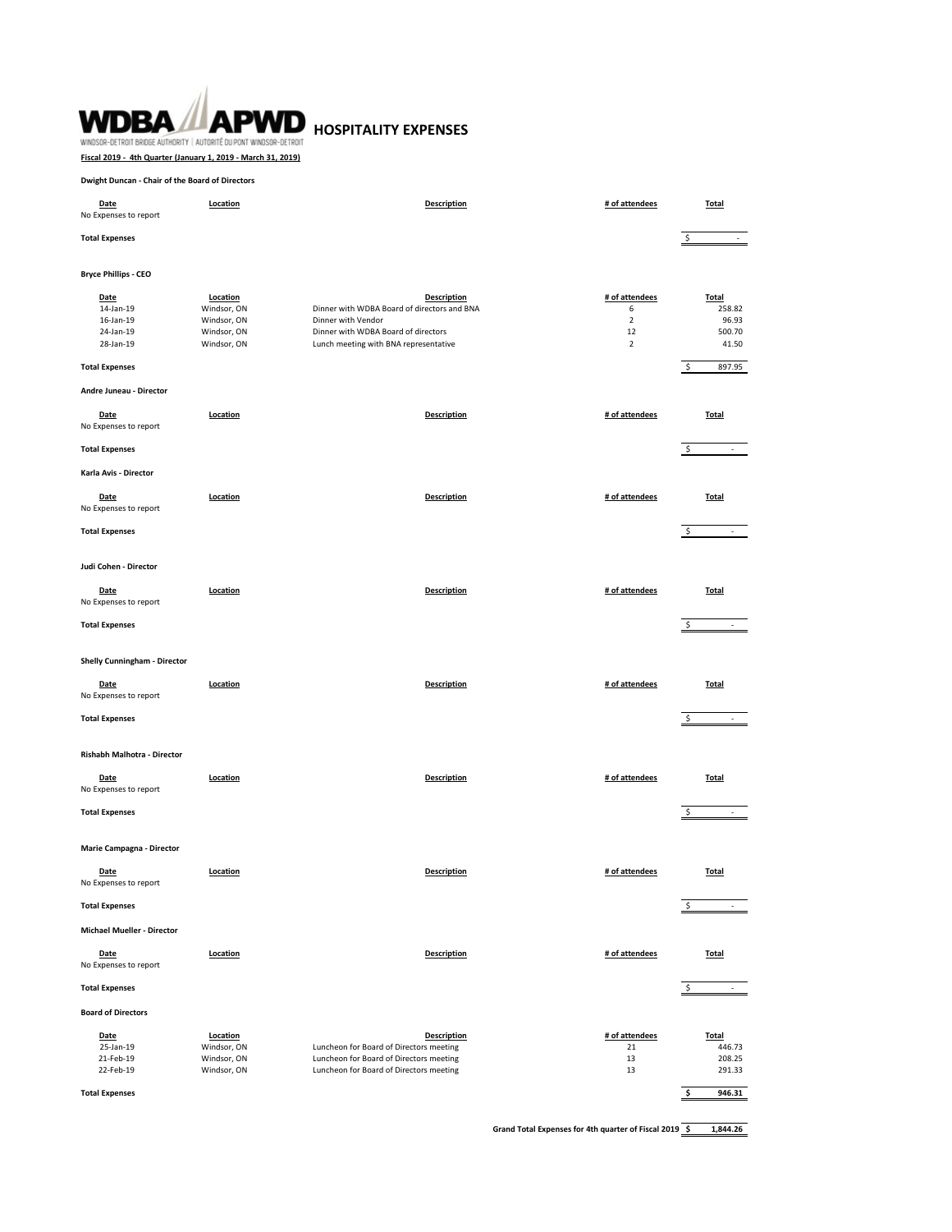**WDBA APWD** WINDSOR-DETROIT BRIDGE AUTHORITY | AUTORITÉ DU PONT WINDSOR-DÉTROIT

# HOSPITALITY EXPENSES

**Fiscal 2019 - 4th Quarter (January 1, 2019 - March 31, 2019)**

**Dwight Duncan - Chair of the Board of Directors**

| Date | Location | Description | # of attendees | Total |
|---|---|---|---|---|
| No Expenses to report | | | | |
| **Total Expenses** | | | | $ - |

**Bryce Phillips - CEO**

| Date | Location | Description | # of attendees | Total |
|---|---|---|---|---|
| 14-Jan-19 | Windsor, ON | Dinner with WDBA Board of directors and BNA | 6 | 258.82 |
| 16-Jan-19 | Windsor, ON | Dinner with Vendor | 2 | 96.93 |
| 24-Jan-19 | Windsor, ON | Dinner with WDBA Board of directors | 12 | 500.70 |
| 28-Jan-19 | Windsor, ON | Lunch meeting with BNA representative | 2 | 41.50 |
| **Total Expenses** | | | | $ 897.95 |

**Andre Juneau - Director**

| Date | Location | Description | # of attendees | Total |
|---|---|---|---|---|
| No Expenses to report | | | | |
| **Total Expenses** | | | | $ - |

**Karla Avis - Director**

| Date | Location | Description | # of attendees | Total |
|---|---|---|---|---|
| No Expenses to report | | | | |
| **Total Expenses** | | | | $ - |

**Judi Cohen - Director**

| Date | Location | Description | # of attendees | Total |
|---|---|---|---|---|
| No Expenses to report | | | | |
| **Total Expenses** | | | | $ - |

**Shelly Cunningham - Director**

| Date | Location | Description | # of attendees | Total |
|---|---|---|---|---|
| No Expenses to report | | | | |
| **Total Expenses** | | | | $ - |

**Rishabh Malhotra - Director**

| Date | Location | Description | # of attendees | Total |
|---|---|---|---|---|
| No Expenses to report | | | | |
| **Total Expenses** | | | | $ - |

**Marie Campagna - Director**

| Date | Location | Description | # of attendees | Total |
|---|---|---|---|---|
| No Expenses to report | | | | |
| **Total Expenses** | | | | $ - |

**Michael Mueller - Director**

| Date | Location | Description | # of attendees | Total |
|---|---|---|---|---|
| No Expenses to report | | | | |
| **Total Expenses** | | | | $ - |

**Board of Directors**

| Date | Location | Description | # of attendees | Total |
|---|---|---|---|---|
| 25-Jan-19 | Windsor, ON | Luncheon for Board of Directors meeting | 21 | 446.73 |
| 21-Feb-19 | Windsor, ON | Luncheon for Board of Directors meeting | 13 | 208.25 |
| 22-Feb-19 | Windsor, ON | Luncheon for Board of Directors meeting | 13 | 291.33 |
| **Total Expenses** | | | | **$ 946.31** |

**Grand Total Expenses for 4th quarter of Fiscal 2019 $ 1,844.26**